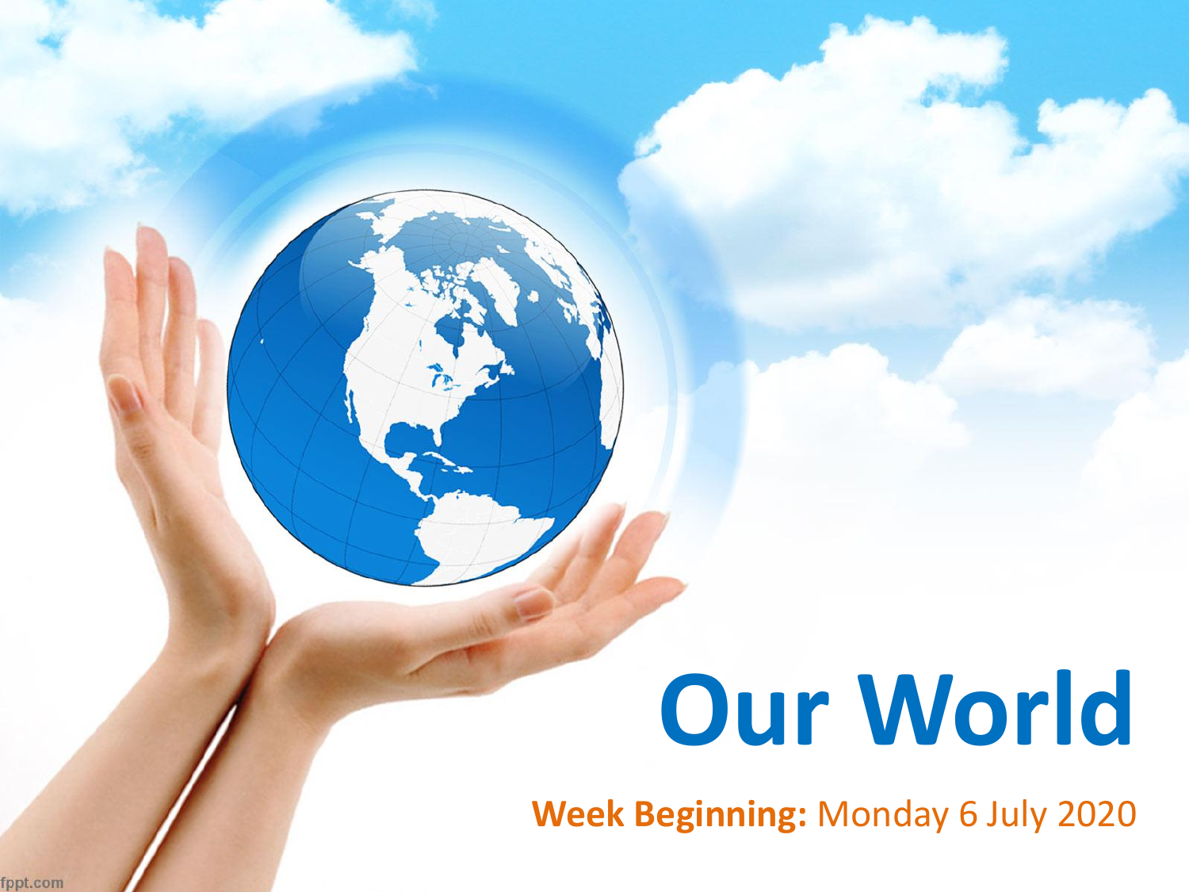# Our World

**Week Beginning:** Monday 6 July 2020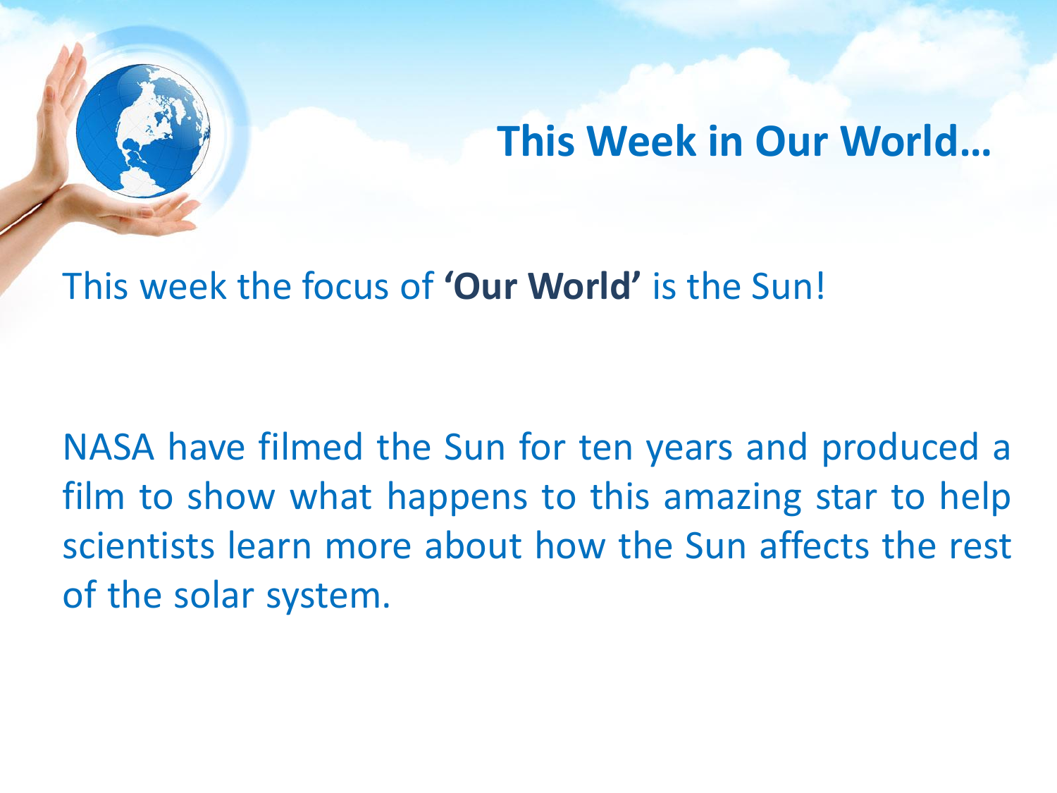## This Week in Our World…

This week the focus of **'Our World'** is the Sun!

NASA have filmed the Sun for ten years and produced a film to show what happens to this amazing star to help scientists learn more about how the Sun affects the rest of the solar system.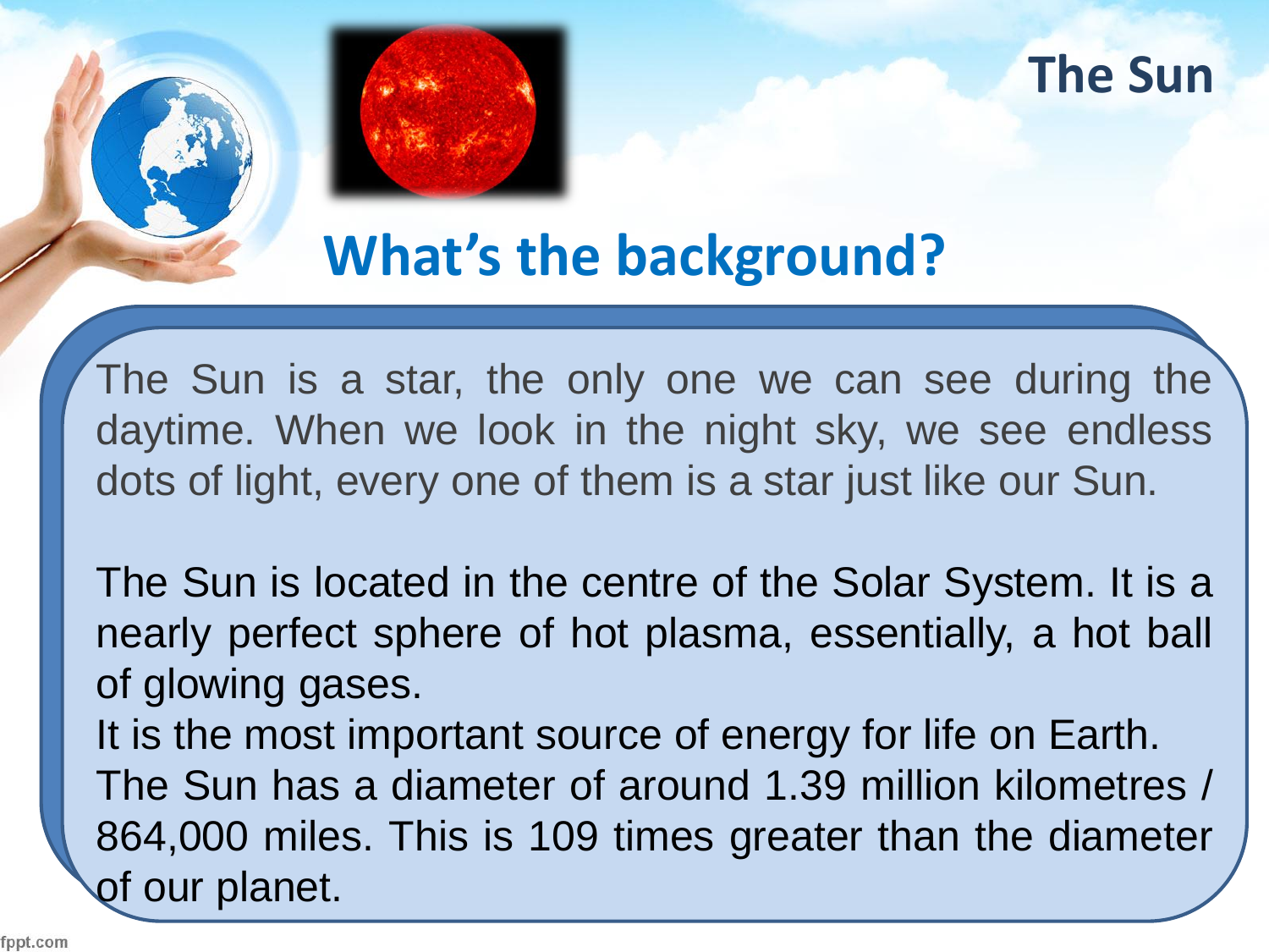# The Sun

## What's the background?

The Sun is a star, the only one we can see during the daytime. When we look in the night sky, we see endless dots of light, every one of them is a star just like our Sun.

The Sun is located in the centre of the Solar System. It is a nearly perfect sphere of hot plasma, essentially, a hot ball of glowing gases.

It is the most important source of energy for life on Earth.

The Sun has a diameter of around 1.39 million kilometres / 864,000 miles. This is 109 times greater than the diameter of our planet.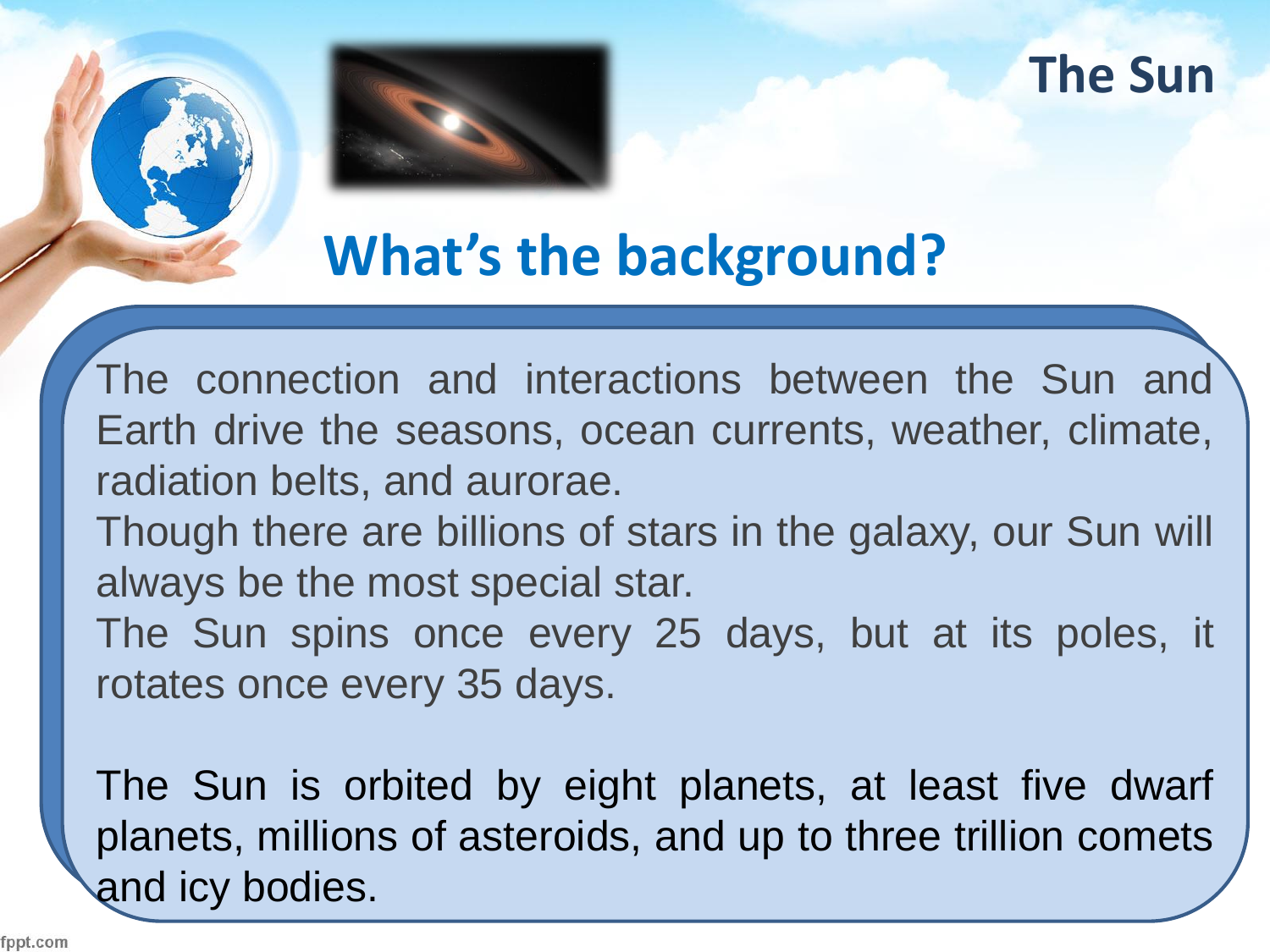# The Sun

## What's the background?

The connection and interactions between the Sun and Earth drive the seasons, ocean currents, weather, climate, radiation belts, and aurorae.

Though there are billions of stars in the galaxy, our Sun will always be the most special star.

The Sun spins once every 25 days, but at its poles, it rotates once every 35 days.

The Sun is orbited by eight planets, at least five dwarf planets, millions of asteroids, and up to three trillion comets and icy bodies.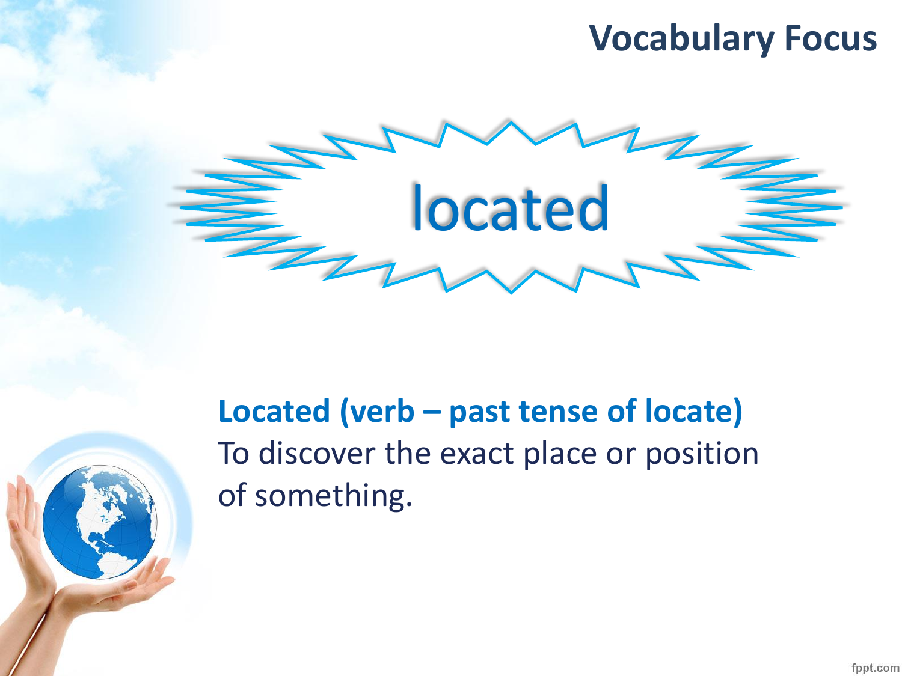# Vocabulary Focus

located

**Located (verb – past tense of locate)**
To discover the exact place or position of something.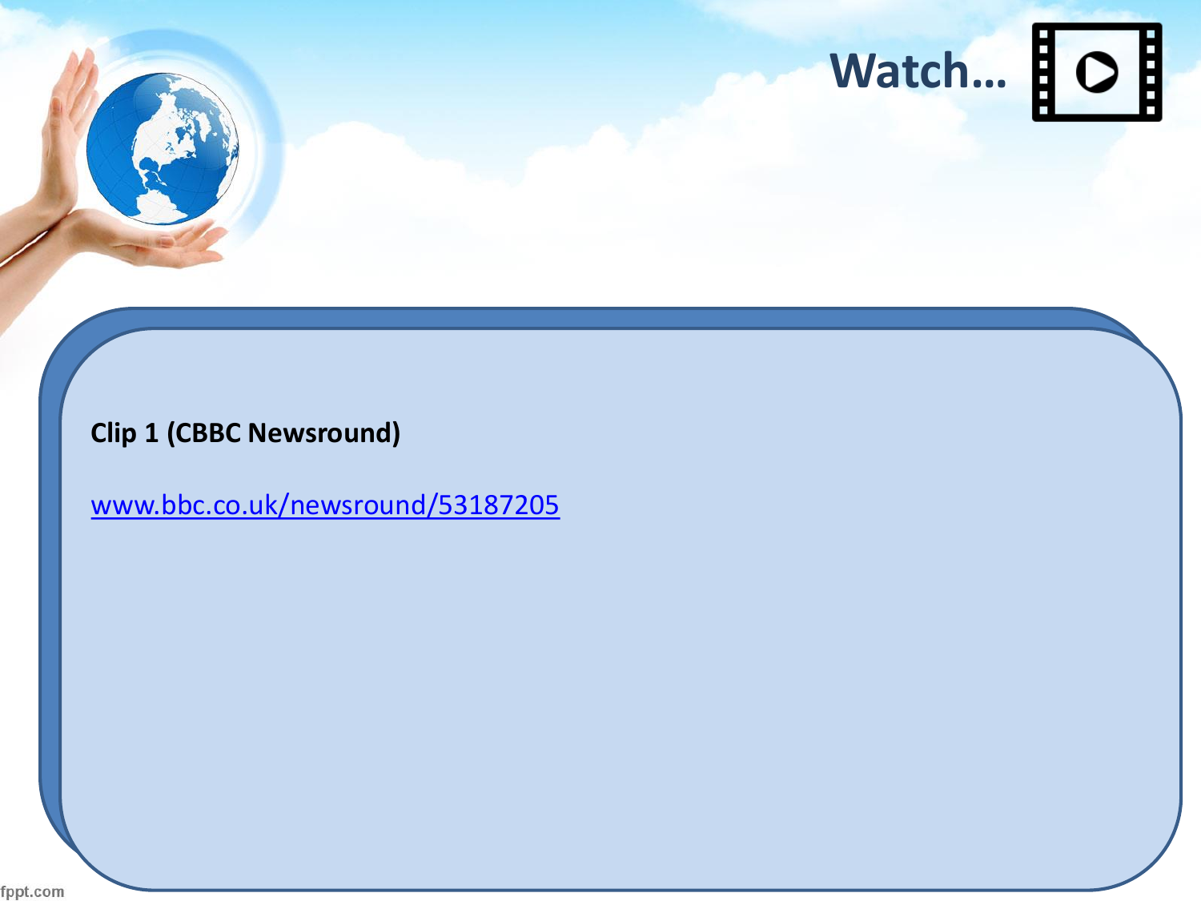# Watch…

**Clip 1 (CBBC Newsround)**

www.bbc.co.uk/newsround/53187205